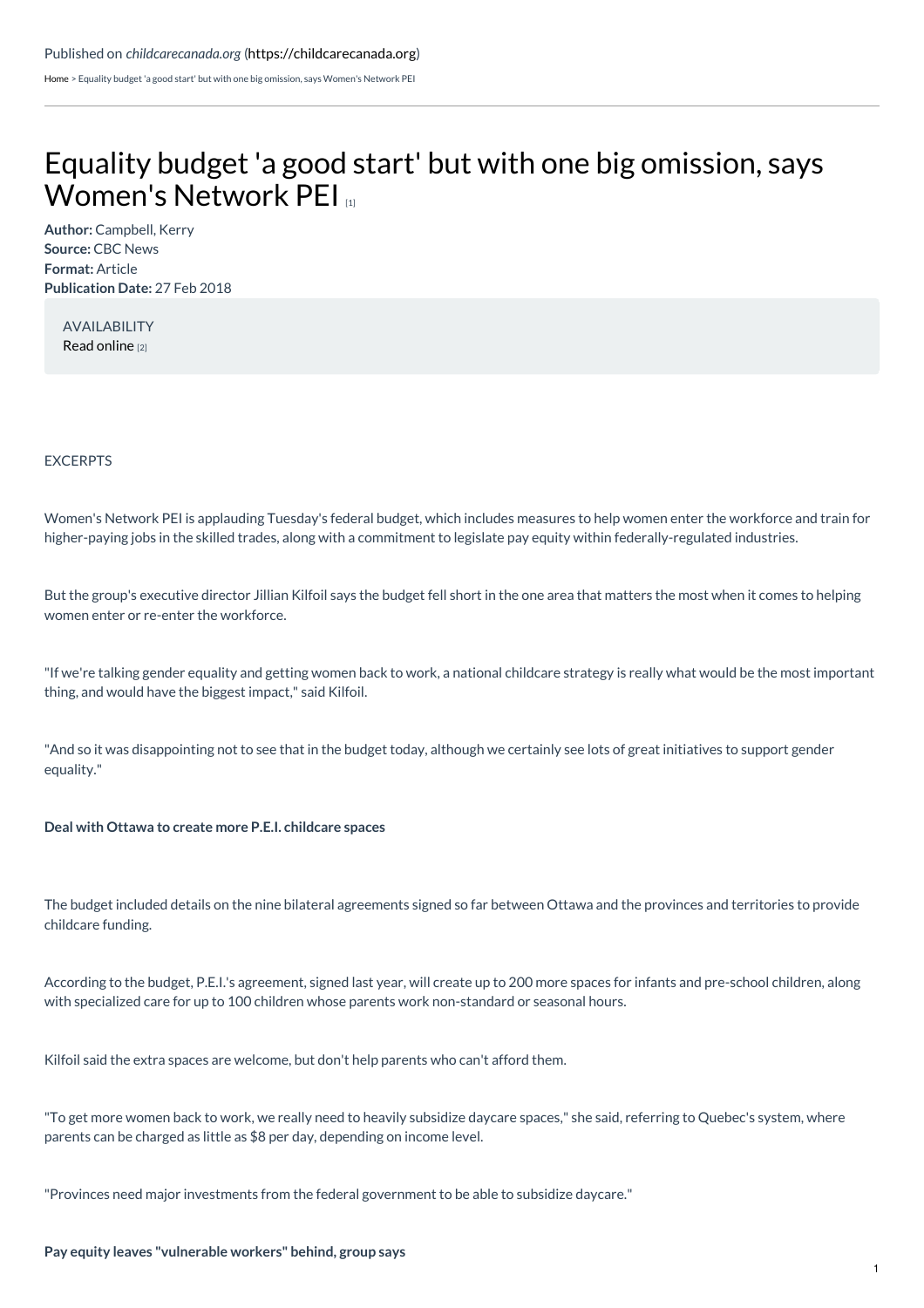Published on *childcarecanada.org* (https://childcarecanada.org)

Home > Equality budget 'a good start' but with one big omission, says Women's Network PEI

# Equality budget 'a good start' but with one big omission, says Women's Network PEI [1]

**Author:** Campbell, Kerry
**Source:** CBC News
**Format:** Article
**Publication Date:** 27 Feb 2018

AVAILABILITY
Read online [2]

EXCERPTS

Women's Network PEI is applauding Tuesday's federal budget, which includes measures to help women enter the workforce and train for higher-paying jobs in the skilled trades, along with a commitment to legislate pay equity within federally-regulated industries.

But the group's executive director Jillian Kilfoil says the budget fell short in the one area that matters the most when it comes to helping women enter or re-enter the workforce.

"If we're talking gender equality and getting women back to work, a national childcare strategy is really what would be the most important thing, and would have the biggest impact," said Kilfoil.

"And so it was disappointing not to see that in the budget today, although we certainly see lots of great initiatives to support gender equality."

**Deal with Ottawa to create more P.E.I. childcare spaces**

The budget included details on the nine bilateral agreements signed so far between Ottawa and the provinces and territories to provide childcare funding.

According to the budget, P.E.I.'s agreement, signed last year, will create up to 200 more spaces for infants and pre-school children, along with specialized care for up to 100 children whose parents work non-standard or seasonal hours.

Kilfoil said the extra spaces are welcome, but don't help parents who can't afford them.

"To get more women back to work, we really need to heavily subsidize daycare spaces," she said, referring to Quebec's system, where parents can be charged as little as $8 per day, depending on income level.

"Provinces need major investments from the federal government to be able to subsidize daycare."

**Pay equity leaves "vulnerable workers" behind, group says**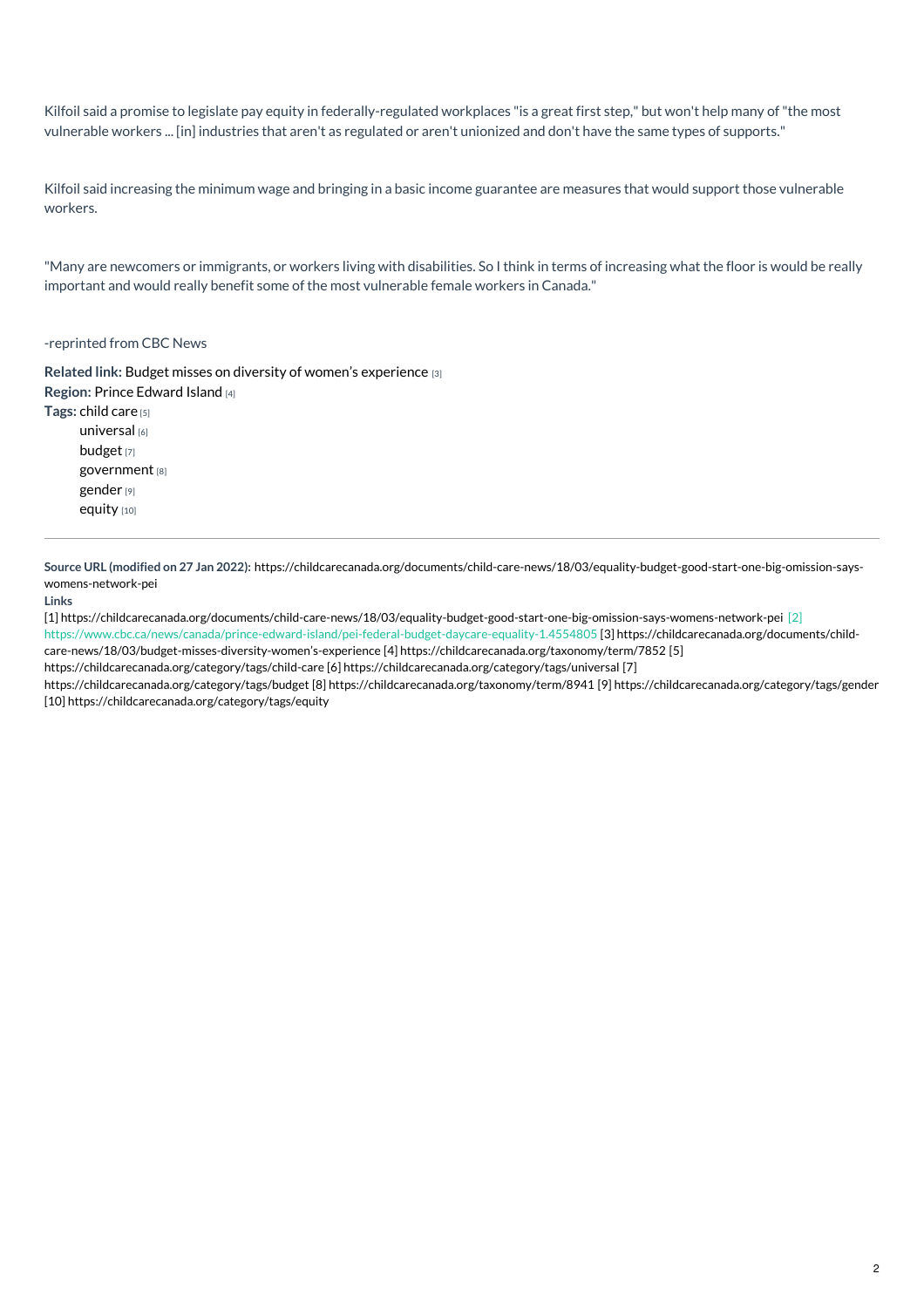Kilfoil said a promise to legislate pay equity in federally-regulated workplaces "is a great first step," but won't help many of "the most vulnerable workers ... [in] industries that aren't as regulated or aren't unionized and don't have the same types of supports."

Kilfoil said increasing the minimum wage and bringing in a basic income guarantee are measures that would support those vulnerable workers.

"Many are newcomers or immigrants, or workers living with disabilities. So I think in terms of increasing what the floor is would be really important and would really benefit some of the most vulnerable female workers in Canada."

-reprinted from CBC News

**Related link:** Budget misses on diversity of women's experience [3]
**Region:** Prince Edward Island [4]
**Tags:** child care [5]
- universal [6]
- budget [7]
- government [8]
- gender [9]
- equity [10]

---

**Source URL (modified on 27 Jan 2022):** https://childcarecanada.org/documents/child-care-news/18/03/equality-budget-good-start-one-big-omission-says-womens-network-pei

**Links**

[1] https://childcarecanada.org/documents/child-care-news/18/03/equality-budget-good-start-one-big-omission-says-womens-network-pei [2] https://www.cbc.ca/news/canada/prince-edward-island/pei-federal-budget-daycare-equality-1.4554805 [3] https://childcarecanada.org/documents/child-care-news/18/03/budget-misses-diversity-women's-experience [4] https://childcarecanada.org/taxonomy/term/7852 [5] https://childcarecanada.org/category/tags/child-care [6] https://childcarecanada.org/category/tags/universal [7] https://childcarecanada.org/category/tags/budget [8] https://childcarecanada.org/taxonomy/term/8941 [9] https://childcarecanada.org/category/tags/gender [10] https://childcarecanada.org/category/tags/equity